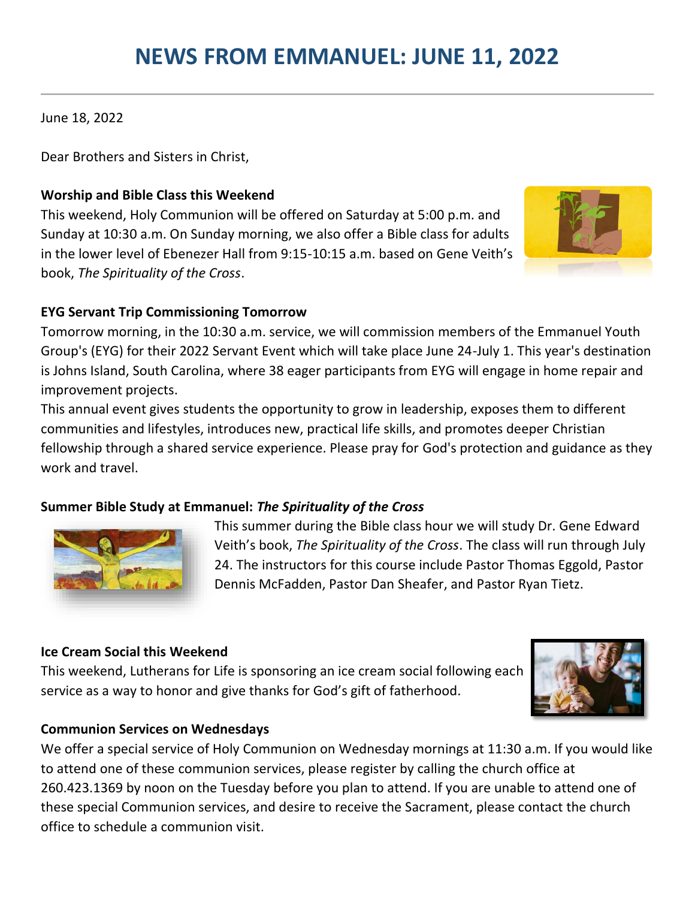# NEWS FROM EMMANUEL: JUNE 11, 2022

June 18, 2022

Dear Brothers and Sisters in Christ,

**Worship and Bible Class this Weekend**

This weekend, Holy Communion will be offered on Saturday at 5:00 p.m. and Sunday at 10:30 a.m. On Sunday morning, we also offer a Bible class for adults in the lower level of Ebenezer Hall from 9:15-10:15 a.m. based on Gene Veith's book, *The Spirituality of the Cross*.

**EYG Servant Trip Commissioning Tomorrow**

Tomorrow morning, in the 10:30 a.m. service, we will commission members of the Emmanuel Youth Group's (EYG) for their 2022 Servant Event which will take place June 24-July 1. This year's destination is Johns Island, South Carolina, where 38 eager participants from EYG will engage in home repair and improvement projects.

This annual event gives students the opportunity to grow in leadership, exposes them to different communities and lifestyles, introduces new, practical life skills, and promotes deeper Christian fellowship through a shared service experience. Please pray for God's protection and guidance as they work and travel.

**Summer Bible Study at Emmanuel: *The Spirituality of the Cross***

This summer during the Bible class hour we will study Dr. Gene Edward Veith's book, *The Spirituality of the Cross*. The class will run through July 24. The instructors for this course include Pastor Thomas Eggold, Pastor Dennis McFadden, Pastor Dan Sheafer, and Pastor Ryan Tietz.

**Ice Cream Social this Weekend**

This weekend, Lutherans for Life is sponsoring an ice cream social following each service as a way to honor and give thanks for God's gift of fatherhood.

**Communion Services on Wednesdays**

We offer a special service of Holy Communion on Wednesday mornings at 11:30 a.m. If you would like to attend one of these communion services, please register by calling the church office at 260.423.1369 by noon on the Tuesday before you plan to attend. If you are unable to attend one of these special Communion services, and desire to receive the Sacrament, please contact the church office to schedule a communion visit.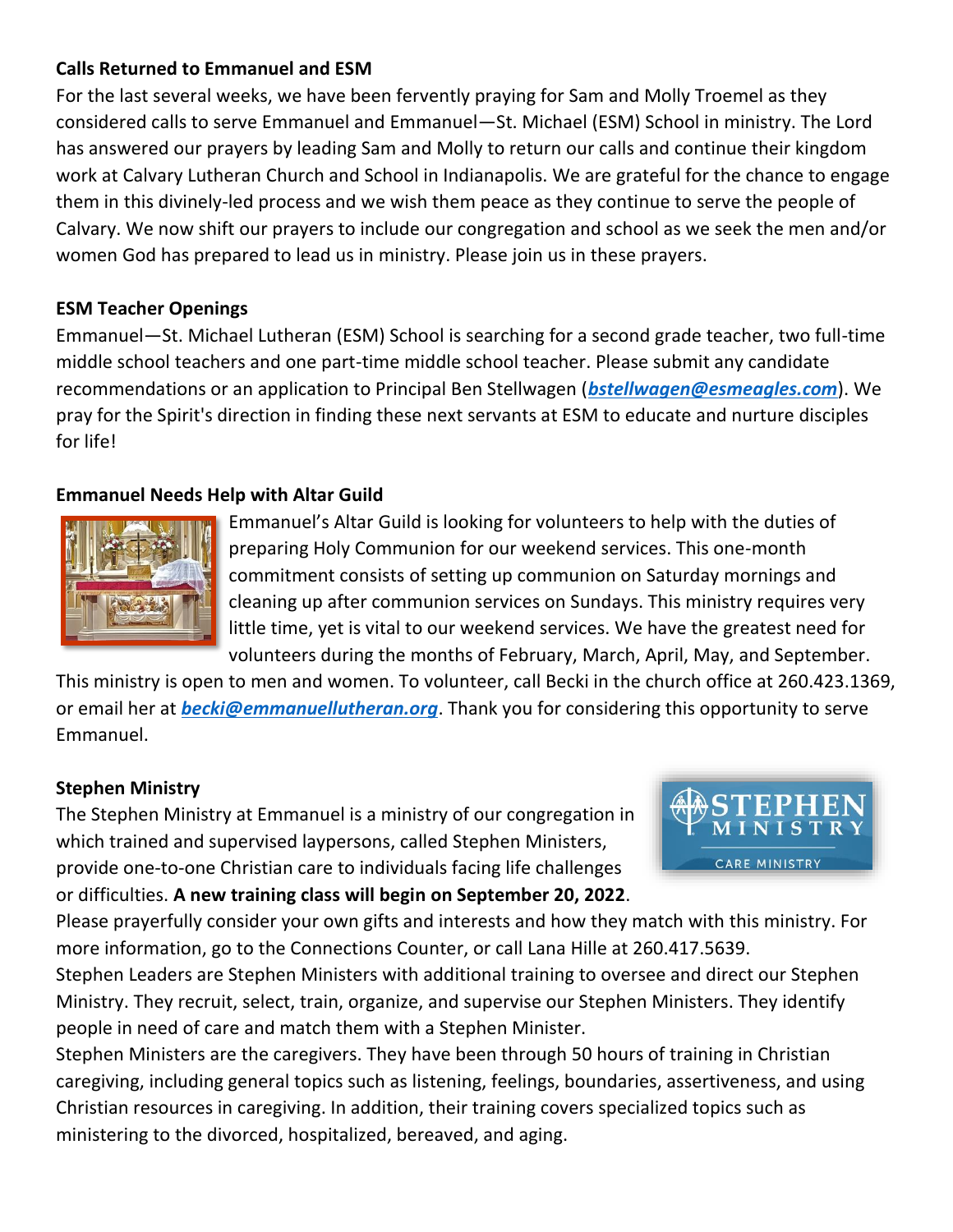**Calls Returned to Emmanuel and ESM**

For the last several weeks, we have been fervently praying for Sam and Molly Troemel as they considered calls to serve Emmanuel and Emmanuel—St. Michael (ESM) School in ministry. The Lord has answered our prayers by leading Sam and Molly to return our calls and continue their kingdom work at Calvary Lutheran Church and School in Indianapolis. We are grateful for the chance to engage them in this divinely-led process and we wish them peace as they continue to serve the people of Calvary. We now shift our prayers to include our congregation and school as we seek the men and/or women God has prepared to lead us in ministry. Please join us in these prayers.

**ESM Teacher Openings**

Emmanuel—St. Michael Lutheran (ESM) School is searching for a second grade teacher, two full-time middle school teachers and one part-time middle school teacher. Please submit any candidate recommendations or an application to Principal Ben Stellwagen (***bstellwagen@esmeagles.com***). We pray for the Spirit's direction in finding these next servants at ESM to educate and nurture disciples for life!

**Emmanuel Needs Help with Altar Guild**

Emmanuel's Altar Guild is looking for volunteers to help with the duties of preparing Holy Communion for our weekend services. This one-month commitment consists of setting up communion on Saturday mornings and cleaning up after communion services on Sundays. This ministry requires very little time, yet is vital to our weekend services. We have the greatest need for volunteers during the months of February, March, April, May, and September. This ministry is open to men and women. To volunteer, call Becki in the church office at 260.423.1369, or email her at ***becki@emmanuellutheran.org***. Thank you for considering this opportunity to serve Emmanuel.

**Stephen Ministry**

The Stephen Ministry at Emmanuel is a ministry of our congregation in which trained and supervised laypersons, called Stephen Ministers, provide one-to-one Christian care to individuals facing life challenges or difficulties. **A new training class will begin on September 20, 2022**. Please prayerfully consider your own gifts and interests and how they match with this ministry. For more information, go to the Connections Counter, or call Lana Hille at 260.417.5639.

Stephen Leaders are Stephen Ministers with additional training to oversee and direct our Stephen Ministry. They recruit, select, train, organize, and supervise our Stephen Ministers. They identify people in need of care and match them with a Stephen Minister.

Stephen Ministers are the caregivers. They have been through 50 hours of training in Christian caregiving, including general topics such as listening, feelings, boundaries, assertiveness, and using Christian resources in caregiving. In addition, their training covers specialized topics such as ministering to the divorced, hospitalized, bereaved, and aging.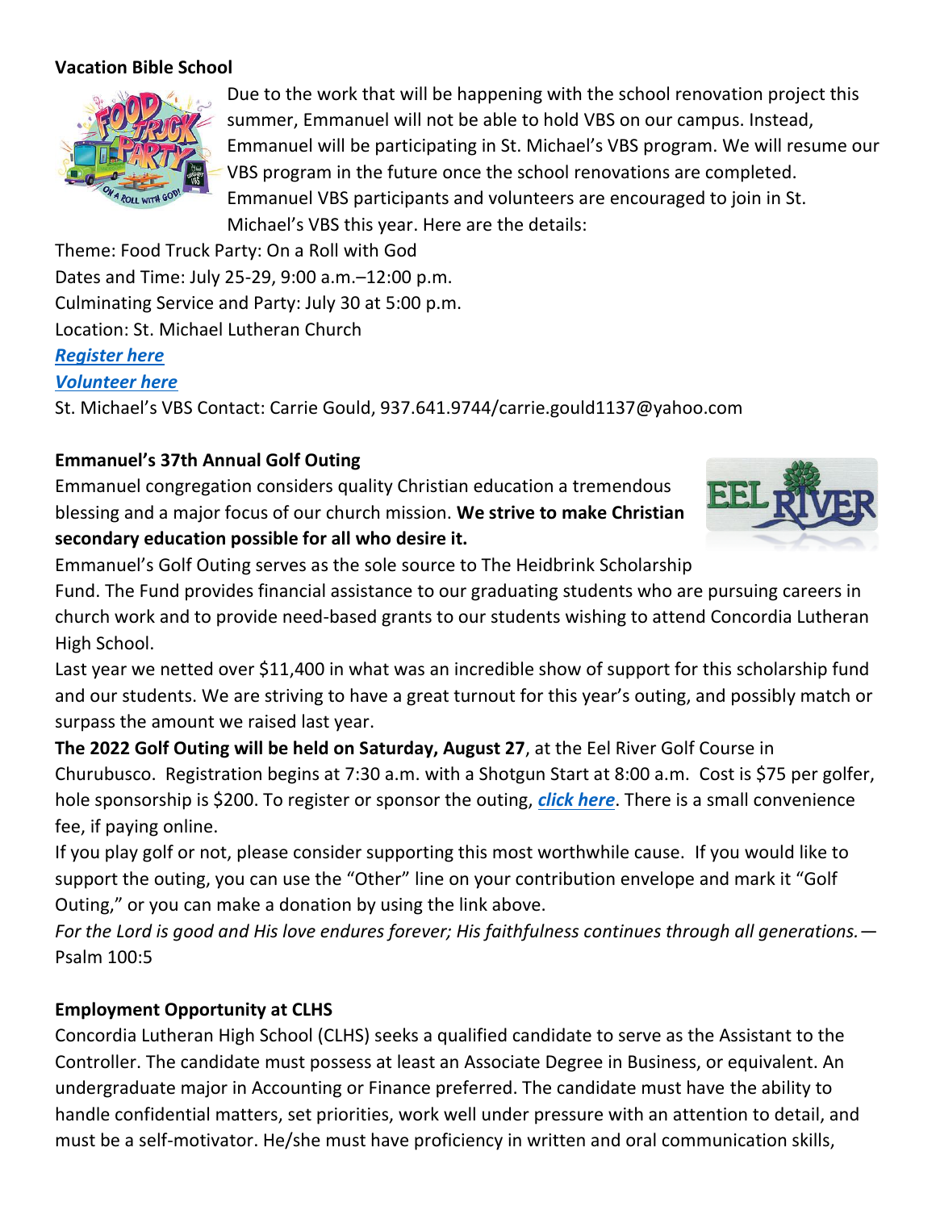**Vacation Bible School**

Due to the work that will be happening with the school renovation project this summer, Emmanuel will not be able to hold VBS on our campus. Instead, Emmanuel will be participating in St. Michael's VBS program. We will resume our VBS program in the future once the school renovations are completed. Emmanuel VBS participants and volunteers are encouraged to join in St. Michael's VBS this year. Here are the details:

Theme: Food Truck Party: On a Roll with God
Dates and Time: July 25-29, 9:00 a.m.–12:00 p.m.
Culminating Service and Party: July 30 at 5:00 p.m.
Location: St. Michael Lutheran Church

***Register here***

***Volunteer here***

St. Michael's VBS Contact: Carrie Gould, 937.641.9744/carrie.gould1137@yahoo.com

**Emmanuel's 37th Annual Golf Outing**

Emmanuel congregation considers quality Christian education a tremendous blessing and a major focus of our church mission. **We strive to make Christian secondary education possible for all who desire it.**

Emmanuel's Golf Outing serves as the sole source to The Heidbrink Scholarship Fund. The Fund provides financial assistance to our graduating students who are pursuing careers in church work and to provide need-based grants to our students wishing to attend Concordia Lutheran High School.

Last year we netted over $11,400 in what was an incredible show of support for this scholarship fund and our students. We are striving to have a great turnout for this year's outing, and possibly match or surpass the amount we raised last year.

**The 2022 Golf Outing will be held on Saturday, August 27**, at the Eel River Golf Course in Churubusco. Registration begins at 7:30 a.m. with a Shotgun Start at 8:00 a.m. Cost is $75 per golfer, hole sponsorship is $200. To register or sponsor the outing, ***click here***. There is a small convenience fee, if paying online.

If you play golf or not, please consider supporting this most worthwhile cause. If you would like to support the outing, you can use the "Other" line on your contribution envelope and mark it "Golf Outing," or you can make a donation by using the link above.

*For the Lord is good and His love endures forever; His faithfulness continues through all generations.*— Psalm 100:5

**Employment Opportunity at CLHS**

Concordia Lutheran High School (CLHS) seeks a qualified candidate to serve as the Assistant to the Controller. The candidate must possess at least an Associate Degree in Business, or equivalent. An undergraduate major in Accounting or Finance preferred. The candidate must have the ability to handle confidential matters, set priorities, work well under pressure with an attention to detail, and must be a self-motivator. He/she must have proficiency in written and oral communication skills,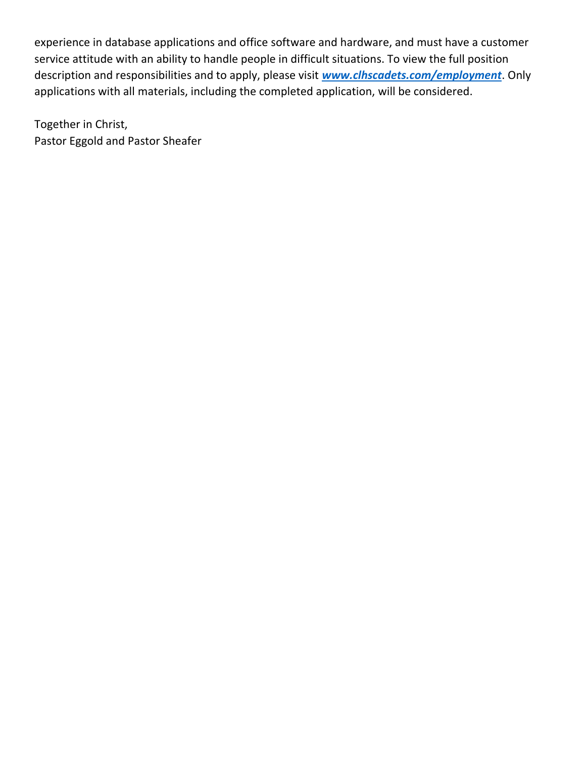experience in database applications and office software and hardware, and must have a customer service attitude with an ability to handle people in difficult situations. To view the full position description and responsibilities and to apply, please visit ***www.clhscadets.com/employment***. Only applications with all materials, including the completed application, will be considered.

Together in Christ,
Pastor Eggold and Pastor Sheafer